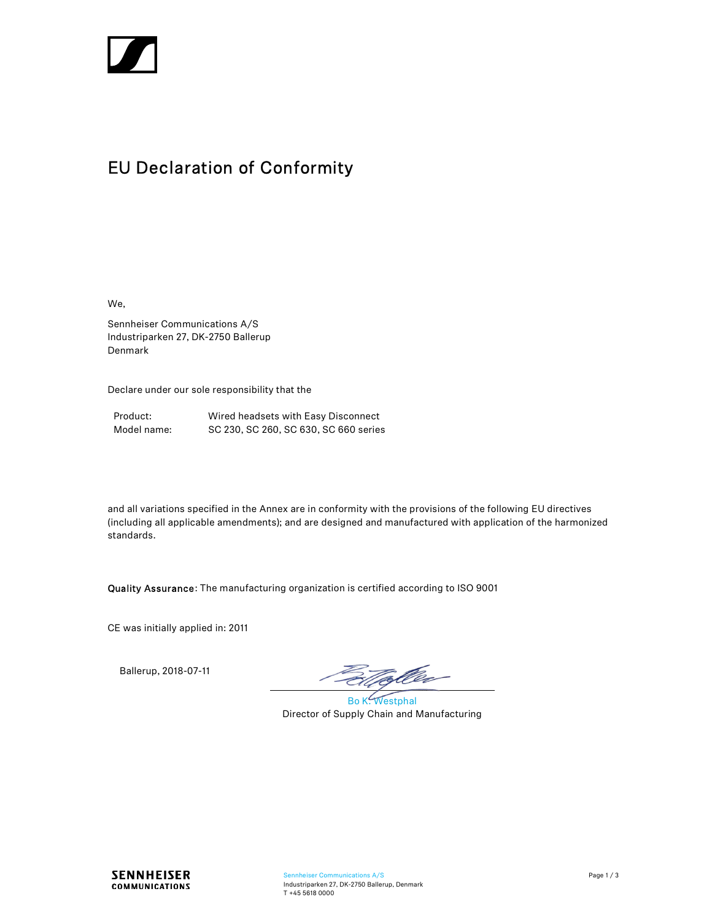# EU Declaration of Conformity

We,

Sennheiser Communications A/S
Industriparken 27, DK-2750 Ballerup
Denmark

Declare under our sole responsibility that the

| Product: | Wired headsets with Easy Disconnect |
| --- | --- |
| Model name: | SC 230, SC 260, SC 630, SC 660 series |

and all variations specified in the Annex are in conformity with the provisions of the following EU directives (including all applicable amendments); and are designed and manufactured with application of the harmonized standards.

**Quality Assurance**: The manufacturing organization is certified according to ISO 9001

CE was initially applied in: 2011

Ballerup, 2018-07-11

Bo K. Westphal
Director of Supply Chain and Manufacturing

SENNHEISER COMMUNICATIONS

Sennheiser Communications A/S
Industriparken 27, DK-2750 Ballerup, Denmark
T +45 5618 0000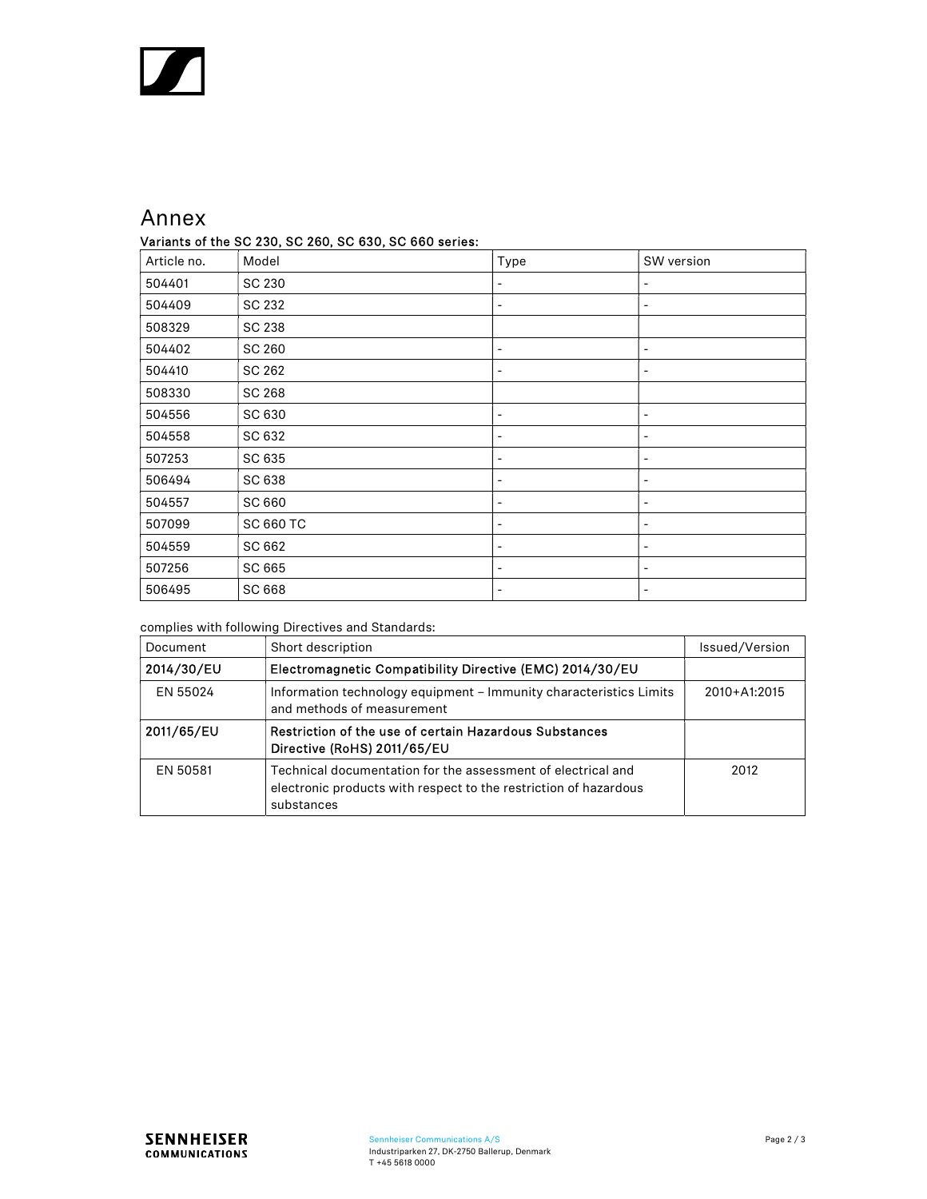# Annex

**Variants of the SC 230, SC 260, SC 630, SC 660 series:**

| Article no. | Model | Type | SW version |
|---|---|---|---|
| 504401 | SC 230 | - | - |
| 504409 | SC 232 | - | - |
| 508329 | SC 238 | | |
| 504402 | SC 260 | - | - |
| 504410 | SC 262 | - | - |
| 508330 | SC 268 | | |
| 504556 | SC 630 | - | - |
| 504558 | SC 632 | - | - |
| 507253 | SC 635 | - | - |
| 506494 | SC 638 | - | - |
| 504557 | SC 660 | - | - |
| 507099 | SC 660 TC | - | - |
| 504559 | SC 662 | - | - |
| 507256 | SC 665 | - | - |
| 506495 | SC 668 | - | - |

complies with following Directives and Standards:

| Document | Short description | Issued/Version |
|---|---|---|
| **2014/30/EU** | **Electromagnetic Compatibility Directive (EMC) 2014/30/EU** | |
| EN 55024 | Information technology equipment – Immunity characteristics Limits and methods of measurement | 2010+A1:2015 |
| **2011/65/EU** | **Restriction of the use of certain Hazardous Substances Directive (RoHS) 2011/65/EU** | |
| EN 50581 | Technical documentation for the assessment of electrical and electronic products with respect to the restriction of hazardous substances | 2012 |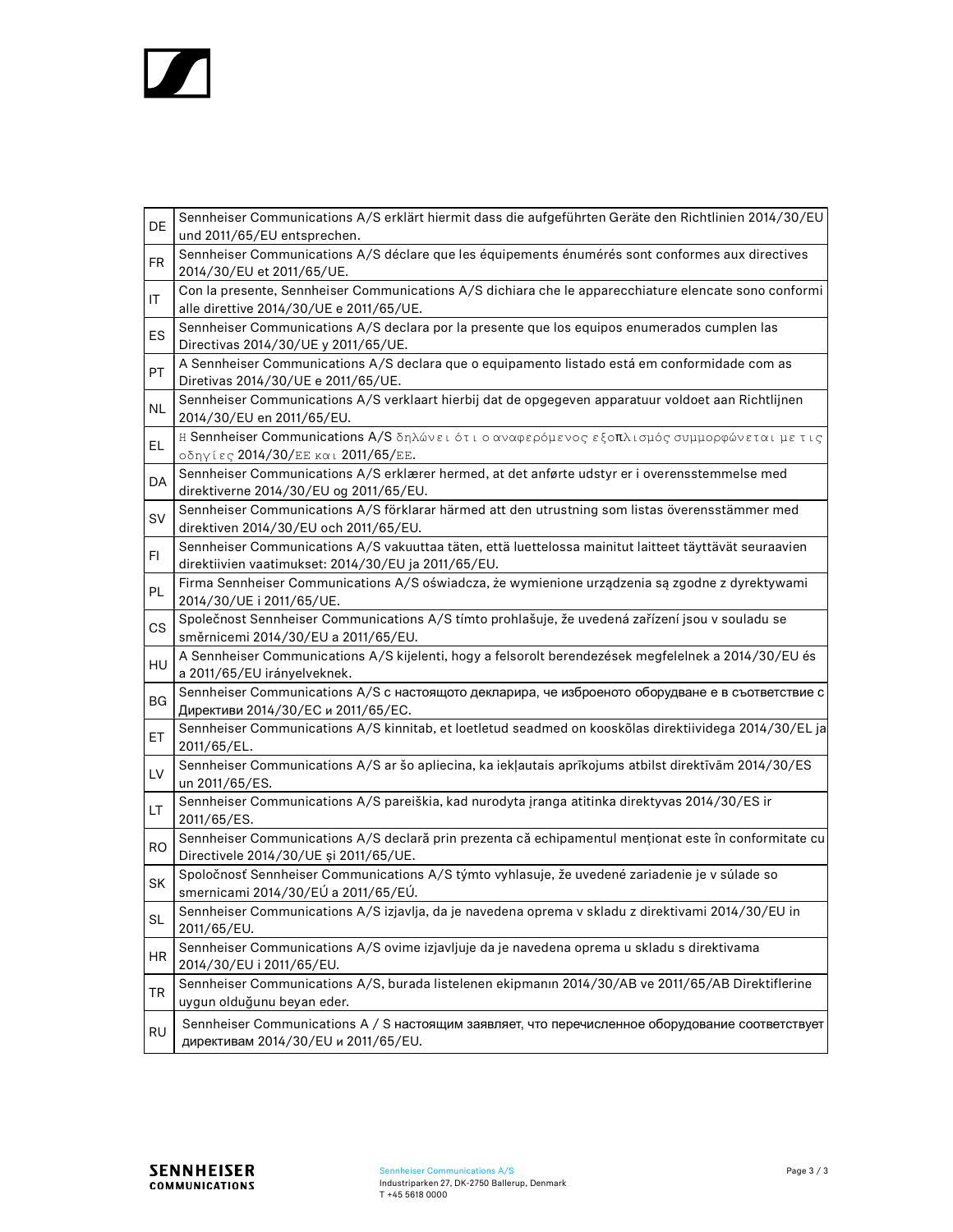| | |
|---|---|
| DE | Sennheiser Communications A/S erklärt hiermit dass die aufgeführten Geräte den Richtlinien 2014/30/EU und 2011/65/EU entsprechen. |
| FR | Sennheiser Communications A/S déclare que les équipements énumérés sont conformes aux directives 2014/30/EU et 2011/65/UE. |
| IT | Con la presente, Sennheiser Communications A/S dichiara che le apparecchiature elencate sono conformi alle direttive 2014/30/UE e 2011/65/UE. |
| ES | Sennheiser Communications A/S declara por la presente que los equipos enumerados cumplen las Directivas 2014/30/UE y 2011/65/UE. |
| PT | A Sennheiser Communications A/S declara que o equipamento listado está em conformidade com as Diretivas 2014/30/UE e 2011/65/UE. |
| NL | Sennheiser Communications A/S verklaart hierbij dat de opgegeven apparatuur voldoet aan Richtlijnen 2014/30/EU en 2011/65/EU. |
| EL | Η Sennheiser Communications A/S δηλώνει ότι ο αναφερόμενος εξοπλισμός συμμορφώνεται με τις οδηγίες 2014/30/ΕΕ και 2011/65/ΕΕ. |
| DA | Sennheiser Communications A/S erklærer hermed, at det anførte udstyr er i overensstemmelse med direktiverne 2014/30/EU og 2011/65/EU. |
| SV | Sennheiser Communications A/S förklarar härmed att den utrustning som listas överensstämmer med direktiven 2014/30/EU och 2011/65/EU. |
| FI | Sennheiser Communications A/S vakuuttaa täten, että luettelossa mainitut laitteet täyttävät seuraavien direktiivien vaatimukset: 2014/30/EU ja 2011/65/EU. |
| PL | Firma Sennheiser Communications A/S oświadcza, że wymienione urządzenia są zgodne z dyrektywami 2014/30/UE i 2011/65/UE. |
| CS | Společnost Sennheiser Communications A/S tímto prohlašuje, že uvedená zařízení jsou v souladu se směrnicemi 2014/30/EU a 2011/65/EU. |
| HU | A Sennheiser Communications A/S kijelenti, hogy a felsorolt berendezések megfelelnek a 2014/30/EU és a 2011/65/EU irányelveknek. |
| BG | Sennheiser Communications A/S с настоящото декларира, че изброеното оборудване е в съответствие с Директиви 2014/30/EC и 2011/65/EC. |
| ET | Sennheiser Communications A/S kinnitab, et loetletud seadmed on kooskõlas direktiividega 2014/30/EL ja 2011/65/EL. |
| LV | Sennheiser Communications A/S ar šo apliecina, ka iekļautais aprīkojums atbilst direktīvām 2014/30/ES un 2011/65/ES. |
| LT | Sennheiser Communications A/S pareiškia, kad nurodyta įranga atitinka direktyvas 2014/30/ES ir 2011/65/ES. |
| RO | Sennheiser Communications A/S declară prin prezenta că echipamentul menționat este în conformitate cu Directivele 2014/30/UE și 2011/65/UE. |
| SK | Spoločnosť Sennheiser Communications A/S týmto vyhlasuje, že uvedené zariadenie je v súlade so smernicami 2014/30/EÚ a 2011/65/EÚ. |
| SL | Sennheiser Communications A/S izjavlja, da je navedena oprema v skladu z direktivami 2014/30/EU in 2011/65/EU. |
| HR | Sennheiser Communications A/S ovime izjavljuje da je navedena oprema u skladu s direktivama 2014/30/EU i 2011/65/EU. |
| TR | Sennheiser Communications A/S, burada listelenen ekipmanın 2014/30/AB ve 2011/65/AB Direktiflerine uygun olduğunu beyan eder. |
| RU | Sennheiser Communications A / S настоящим заявляет, что перечисленное оборудование соответствует директивам 2014/30/EU и 2011/65/EU. |

Sennheiser Communications A/S
Industriparken 27, DK-2750 Ballerup, Denmark
T +45 5618 0000